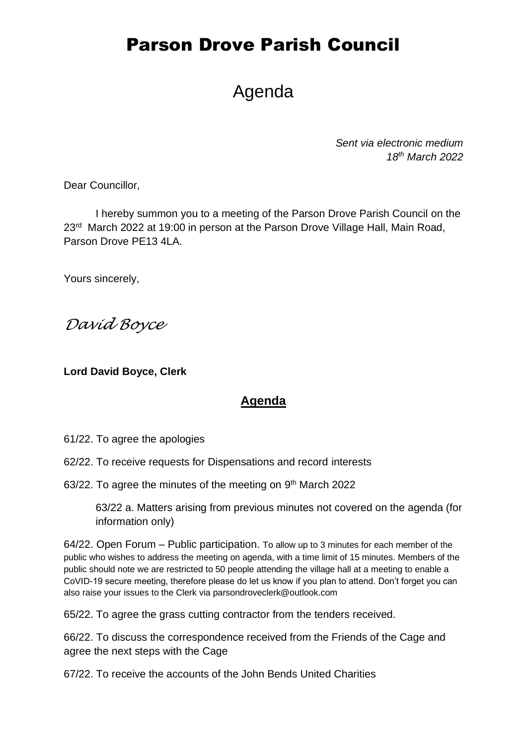# Parson Drove Parish Council

## Agenda

*Sent via electronic medium*
*18th March 2022*

Dear Councillor,

I hereby summon you to a meeting of the Parson Drove Parish Council on the 23rd March 2022 at 19:00 in person at the Parson Drove Village Hall, Main Road, Parson Drove PE13 4LA.

Yours sincerely,

*David Boyce*

**Lord David Boyce, Clerk**

## **Agenda**

61/22. To agree the apologies

62/22. To receive requests for Dispensations and record interests

63/22. To agree the minutes of the meeting on 9th March 2022

63/22 a. Matters arising from previous minutes not covered on the agenda (for information only)

64/22. Open Forum – Public participation. To allow up to 3 minutes for each member of the public who wishes to address the meeting on agenda, with a time limit of 15 minutes. Members of the public should note we are restricted to 50 people attending the village hall at a meeting to enable a CoVID-19 secure meeting, therefore please do let us know if you plan to attend. Don't forget you can also raise your issues to the Clerk via parsondroveclerk@outlook.com

65/22. To agree the grass cutting contractor from the tenders received.

66/22. To discuss the correspondence received from the Friends of the Cage and agree the next steps with the Cage

67/22. To receive the accounts of the John Bends United Charities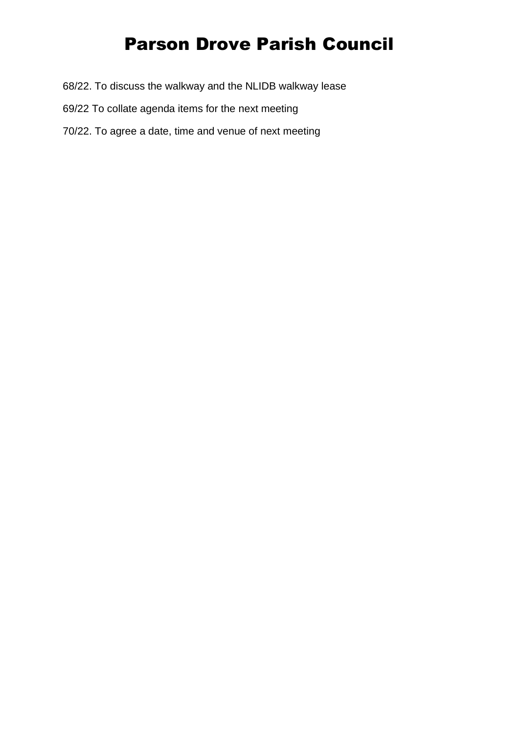# Parson Drove Parish Council

68/22. To discuss the walkway and the NLIDB walkway lease

69/22 To collate agenda items for the next meeting

70/22. To agree a date, time and venue of next meeting